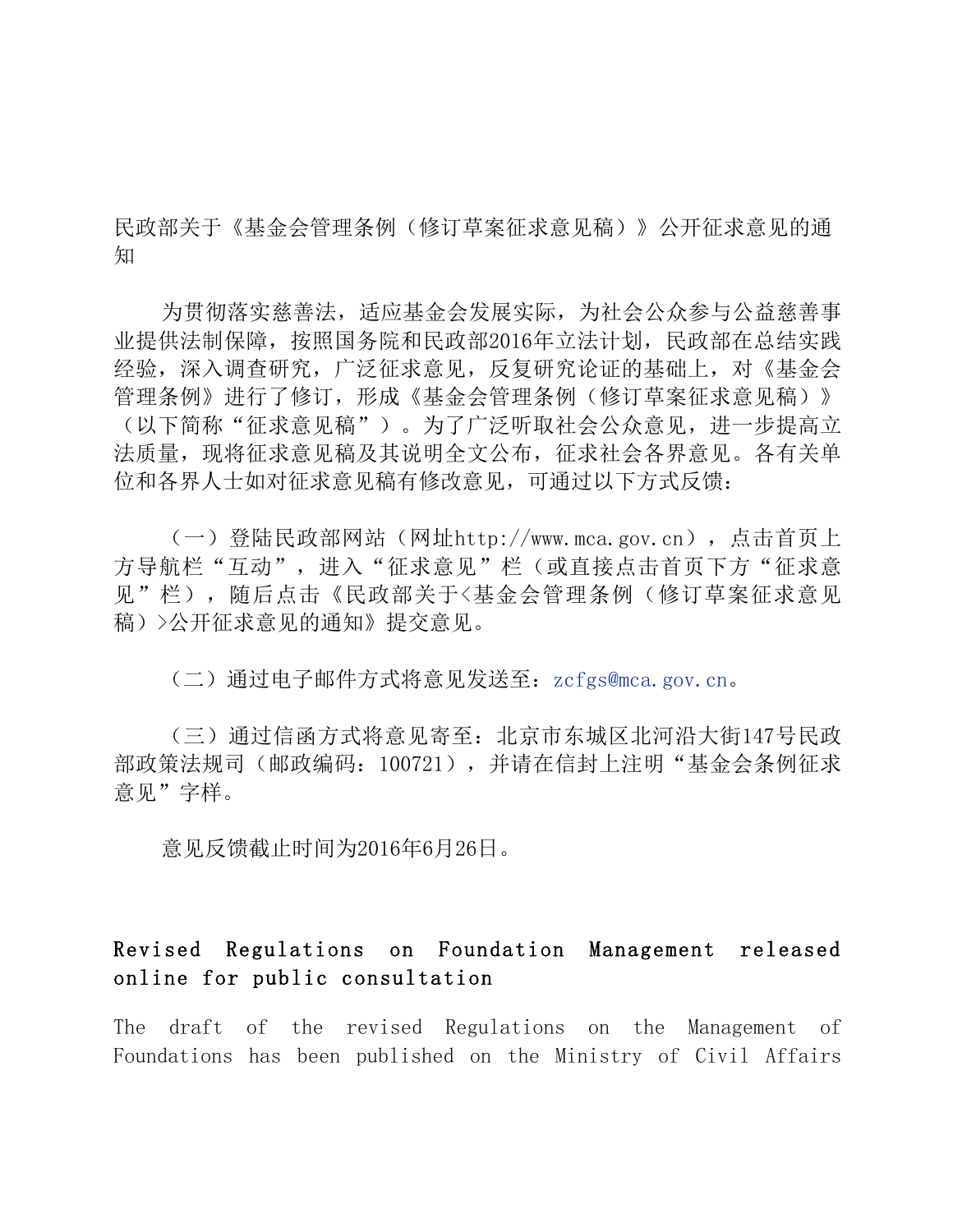# 民政部关于《基金会管理条例（修订草案征求意见稿）》公开征求意见的通知

为贯彻落实慈善法，适应基金会发展实际，为社会公众参与公益慈善事业提供法制保障，按照国务院和民政部2016年立法计划，民政部在总结实践经验，深入调查研究，广泛征求意见，反复研究论证的基础上，对《基金会管理条例》进行了修订，形成《基金会管理条例（修订草案征求意见稿）》（以下简称"征求意见稿"）。为了广泛听取社会公众意见，进一步提高立法质量，现将征求意见稿及其说明全文公布，征求社会各界意见。各有关单位和各界人士如对征求意见稿有修改意见，可通过以下方式反馈：

（一）登陆民政部网站（网址http://www.mca.gov.cn），点击首页上方导航栏"互动"，进入"征求意见"栏（或直接点击首页下方"征求意见"栏），随后点击《民政部关于<基金会管理条例（修订草案征求意见稿）>公开征求意见的通知》提交意见。

（二）通过电子邮件方式将意见发送至：zcfgs@mca.gov.cn。

（三）通过信函方式将意见寄至：北京市东城区北河沿大街147号民政部政策法规司（邮政编码：100721），并请在信封上注明"基金会条例征求意见"字样。

意见反馈截止时间为2016年6月26日。

## Revised Regulations on Foundation Management released online for public consultation

The draft of the revised Regulations on the Management of Foundations has been published on the Ministry of Civil Affairs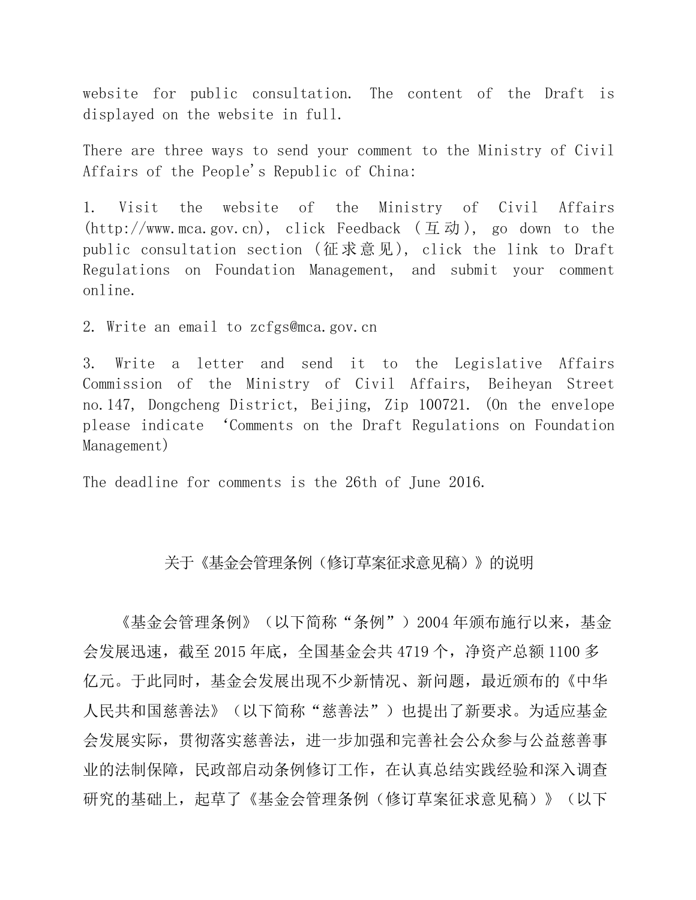website for public consultation. The content of the Draft is displayed on the website in full.

There are three ways to send your comment to the Ministry of Civil Affairs of the People's Republic of China:

1. Visit the website of the Ministry of Civil Affairs (http://www.mca.gov.cn), click Feedback (互动), go down to the public consultation section (征求意见), click the link to Draft Regulations on Foundation Management, and submit your comment online.

2. Write an email to zcfgs@mca.gov.cn

3. Write a letter and send it to the Legislative Affairs Commission of the Ministry of Civil Affairs, Beiheyan Street no.147, Dongcheng District, Beijing, Zip 100721. (On the envelope please indicate 'Comments on the Draft Regulations on Foundation Management)

The deadline for comments is the 26th of June 2016.

## 关于《基金会管理条例（修订草案征求意见稿）》的说明

《基金会管理条例》（以下简称"条例"）2004年颁布施行以来，基金会发展迅速，截至2015年底，全国基金会共4719个，净资产总额1100多亿元。于此同时，基金会发展出现不少新情况、新问题，最近颁布的《中华人民共和国慈善法》（以下简称"慈善法"）也提出了新要求。为适应基金会发展实际，贯彻落实慈善法，进一步加强和完善社会公众参与公益慈善事业的法制保障，民政部启动条例修订工作，在认真总结实践经验和深入调查研究的基础上，起草了《基金会管理条例（修订草案征求意见稿）》（以下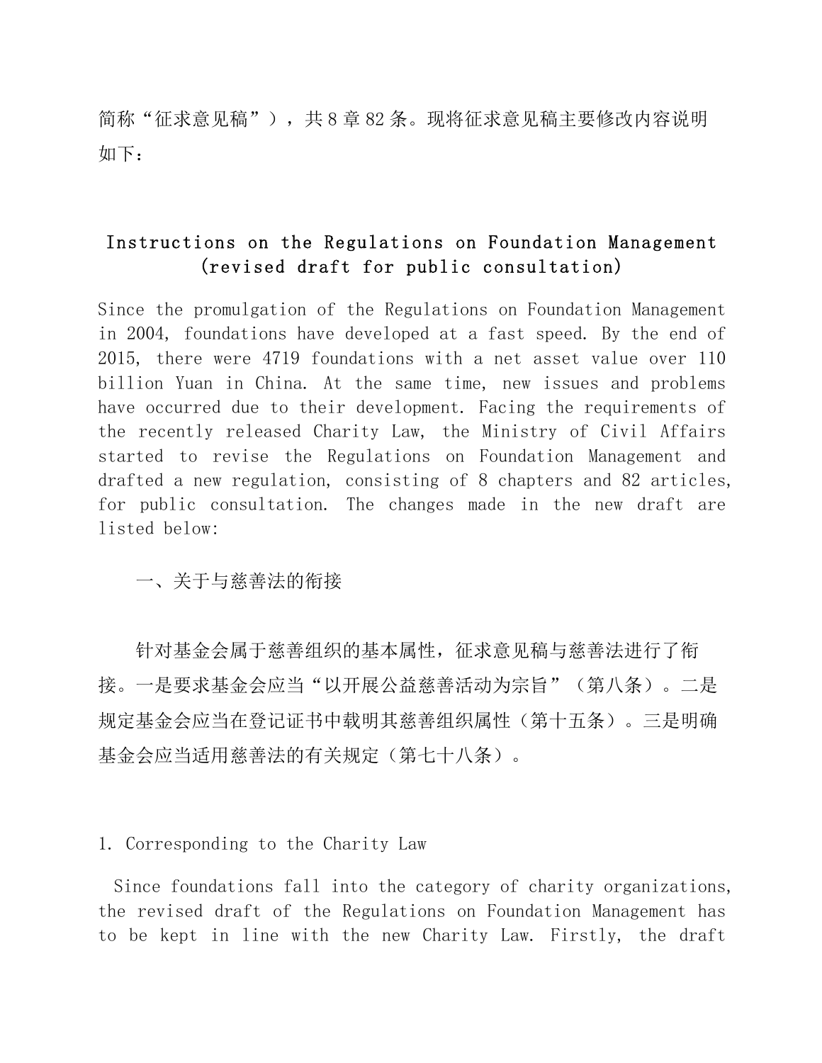简称“征求意见稿”），共8章82条。现将征求意见稿主要修改内容说明如下：

## Instructions on the Regulations on Foundation Management (revised draft for public consultation)

Since the promulgation of the Regulations on Foundation Management in 2004, foundations have developed at a fast speed. By the end of 2015, there were 4719 foundations with a net asset value over 110 billion Yuan in China. At the same time, new issues and problems have occurred due to their development. Facing the requirements of the recently released Charity Law, the Ministry of Civil Affairs started to revise the Regulations on Foundation Management and drafted a new regulation, consisting of 8 chapters and 82 articles, for public consultation. The changes made in the new draft are listed below:

一、关于与慈善法的衔接

针对基金会属于慈善组织的基本属性，征求意见稿与慈善法进行了衔接。一是要求基金会应当“以开展公益慈善活动为宗旨”（第八条）。二是规定基金会应当在登记证书中载明其慈善组织属性（第十五条）。三是明确基金会应当适用慈善法的有关规定（第七十八条）。

1. Corresponding to the Charity Law

Since foundations fall into the category of charity organizations, the revised draft of the Regulations on Foundation Management has to be kept in line with the new Charity Law. Firstly, the draft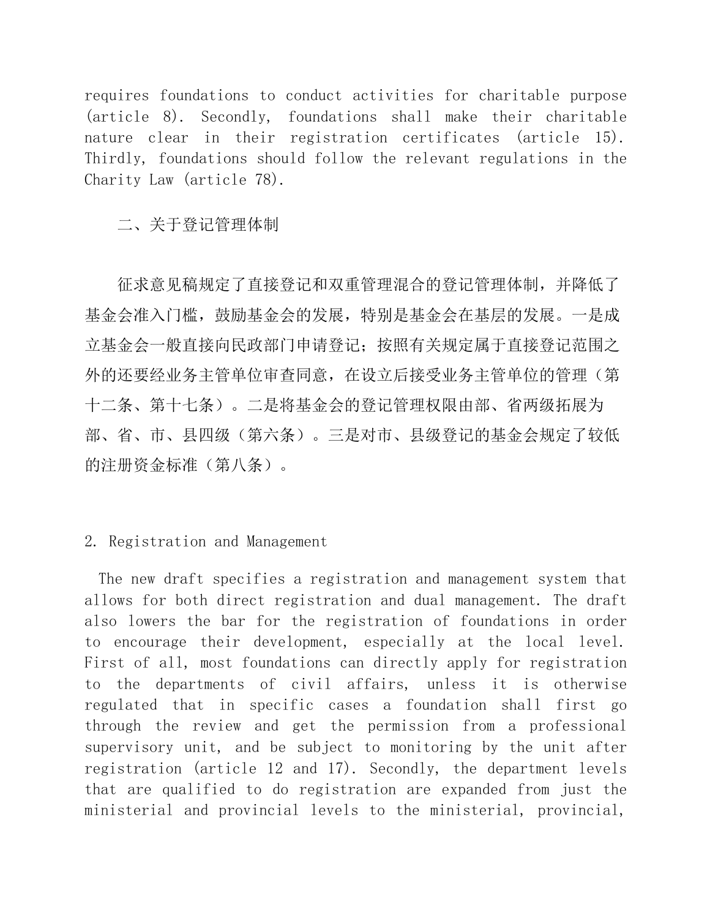requires foundations to conduct activities for charitable purpose (article 8). Secondly, foundations shall make their charitable nature clear in their registration certificates (article 15). Thirdly, foundations should follow the relevant regulations in the Charity Law (article 78).

## 二、关于登记管理体制

征求意见稿规定了直接登记和双重管理混合的登记管理体制，并降低了基金会准入门槛，鼓励基金会的发展，特别是基金会在基层的发展。一是成立基金会一般直接向民政部门申请登记；按照有关规定属于直接登记范围之外的还要经业务主管单位审查同意，在设立后接受业务主管单位的管理（第十二条、第十七条）。二是将基金会的登记管理权限由部、省两级拓展为部、省、市、县四级（第六条）。三是对市、县级登记的基金会规定了较低的注册资金标准（第八条）。

## 2. Registration and Management

The new draft specifies a registration and management system that allows for both direct registration and dual management. The draft also lowers the bar for the registration of foundations in order to encourage their development, especially at the local level. First of all, most foundations can directly apply for registration to the departments of civil affairs, unless it is otherwise regulated that in specific cases a foundation shall first go through the review and get the permission from a professional supervisory unit, and be subject to monitoring by the unit after registration (article 12 and 17). Secondly, the department levels that are qualified to do registration are expanded from just the ministerial and provincial levels to the ministerial, provincial,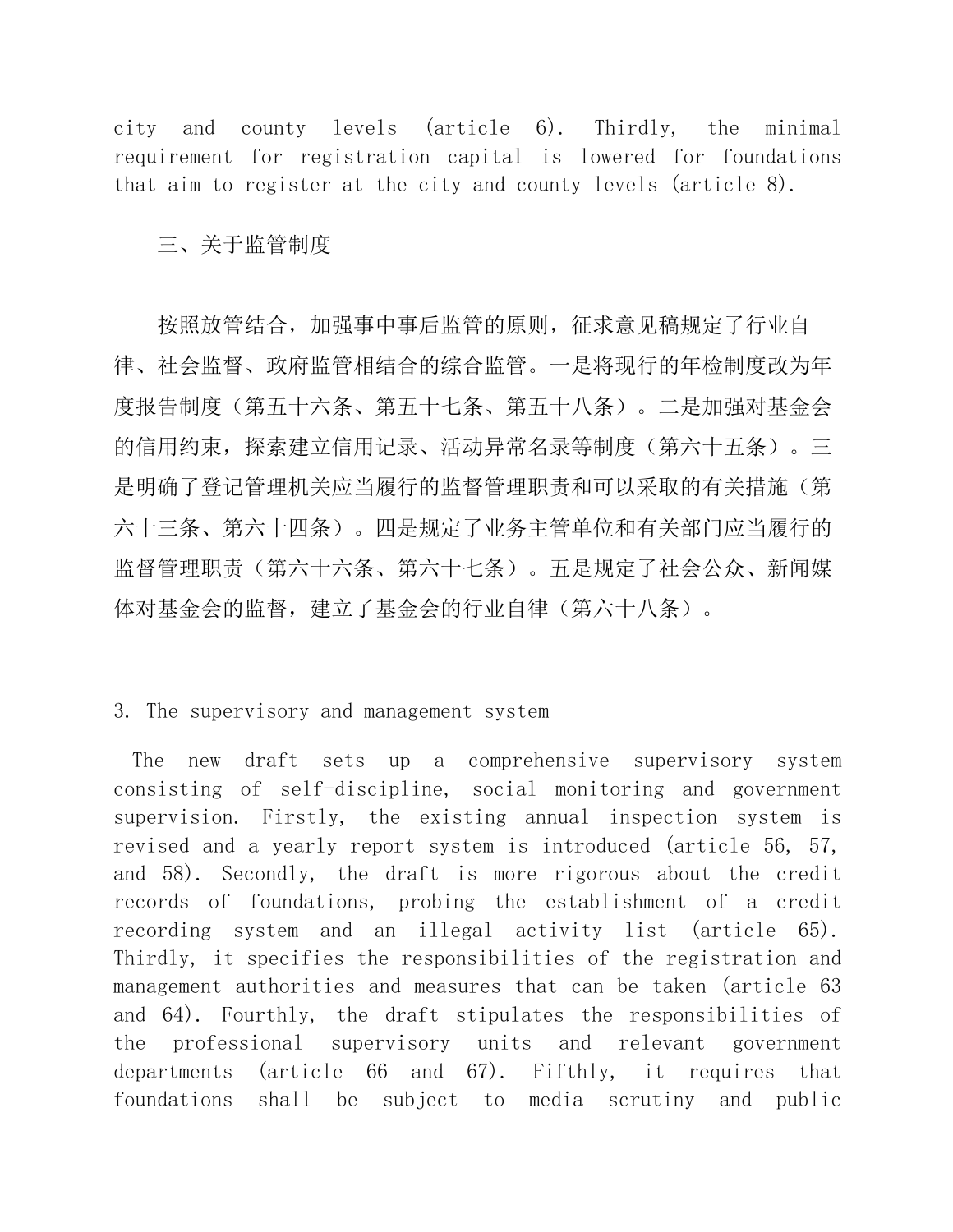city and county levels (article 6). Thirdly, the minimal requirement for registration capital is lowered for foundations that aim to register at the city and county levels (article 8).

三、关于监管制度

按照放管结合，加强事中事后监管的原则，征求意见稿规定了行业自律、社会监督、政府监管相结合的综合监管。一是将现行的年检制度改为年度报告制度（第五十六条、第五十七条、第五十八条）。二是加强对基金会的信用约束，探索建立信用记录、活动异常名录等制度（第六十五条）。三是明确了登记管理机关应当履行的监督管理职责和可以采取的有关措施（第六十三条、第六十四条）。四是规定了业务主管单位和有关部门应当履行的监督管理职责（第六十六条、第六十七条）。五是规定了社会公众、新闻媒体对基金会的监督，建立了基金会的行业自律（第六十八条）。

3. The supervisory and management system

The new draft sets up a comprehensive supervisory system consisting of self-discipline, social monitoring and government supervision. Firstly, the existing annual inspection system is revised and a yearly report system is introduced (article 56, 57, and 58). Secondly, the draft is more rigorous about the credit records of foundations, probing the establishment of a credit recording system and an illegal activity list (article 65). Thirdly, it specifies the responsibilities of the registration and management authorities and measures that can be taken (article 63 and 64). Fourthly, the draft stipulates the responsibilities of the professional supervisory units and relevant government departments (article 66 and 67). Fifthly, it requires that foundations shall be subject to media scrutiny and public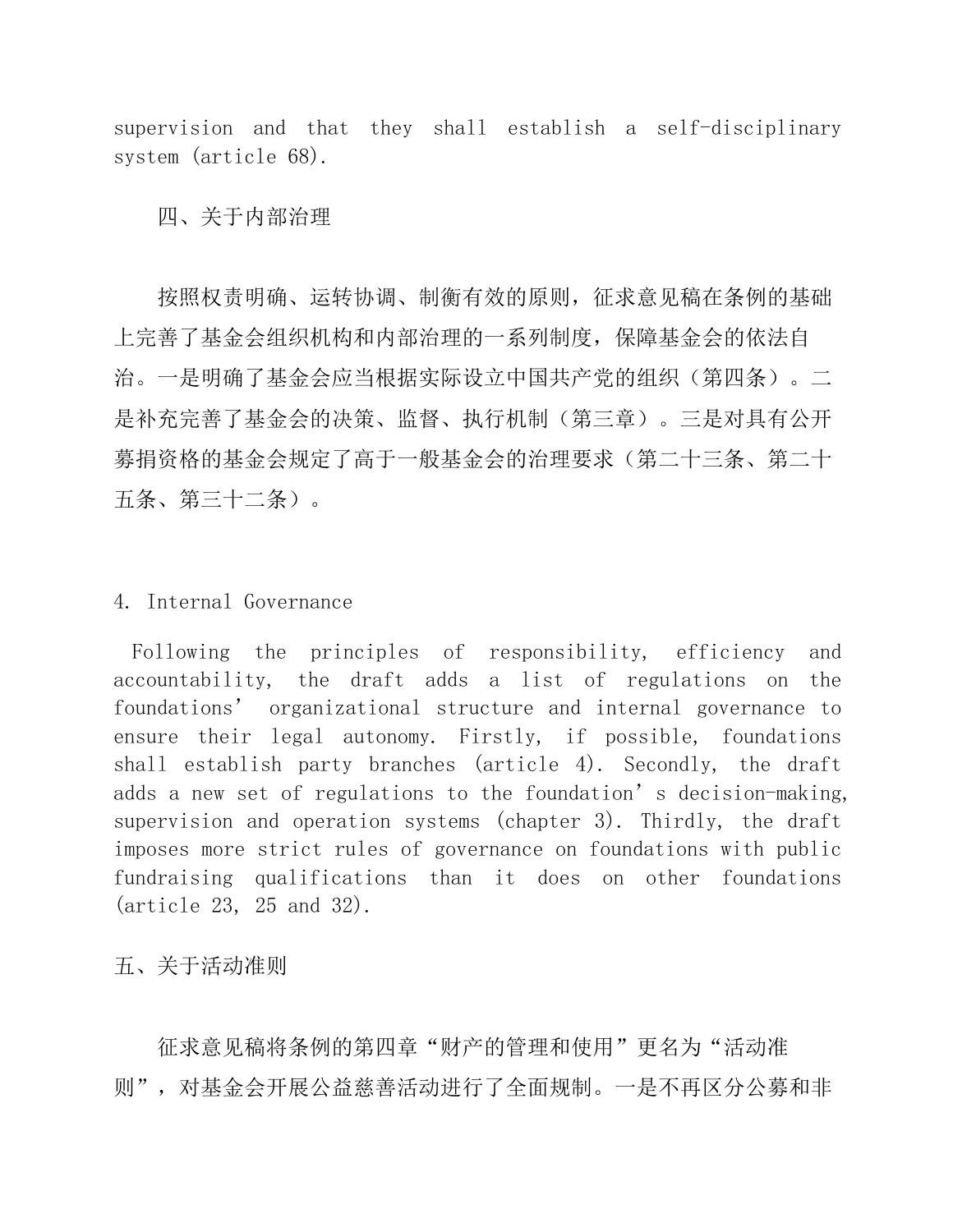supervision and that they shall establish a self-disciplinary system (article 68).

四、关于内部治理

按照权责明确、运转协调、制衡有效的原则，征求意见稿在条例的基础上完善了基金会组织机构和内部治理的一系列制度，保障基金会的依法自治。一是明确了基金会应当根据实际设立中国共产党的组织（第四条）。二是补充完善了基金会的决策、监督、执行机制（第三章）。三是对具有公开募捐资格的基金会规定了高于一般基金会的治理要求（第二十三条、第二十五条、第三十二条）。

4. Internal Governance

Following the principles of responsibility, efficiency and accountability, the draft adds a list of regulations on the foundations' organizational structure and internal governance to ensure their legal autonomy. Firstly, if possible, foundations shall establish party branches (article 4). Secondly, the draft adds a new set of regulations to the foundation's decision-making, supervision and operation systems (chapter 3). Thirdly, the draft imposes more strict rules of governance on foundations with public fundraising qualifications than it does on other foundations (article 23, 25 and 32).

五、关于活动准则

征求意见稿将条例的第四章"财产的管理和使用"更名为"活动准则"，对基金会开展公益慈善活动进行了全面规制。一是不再区分公募和非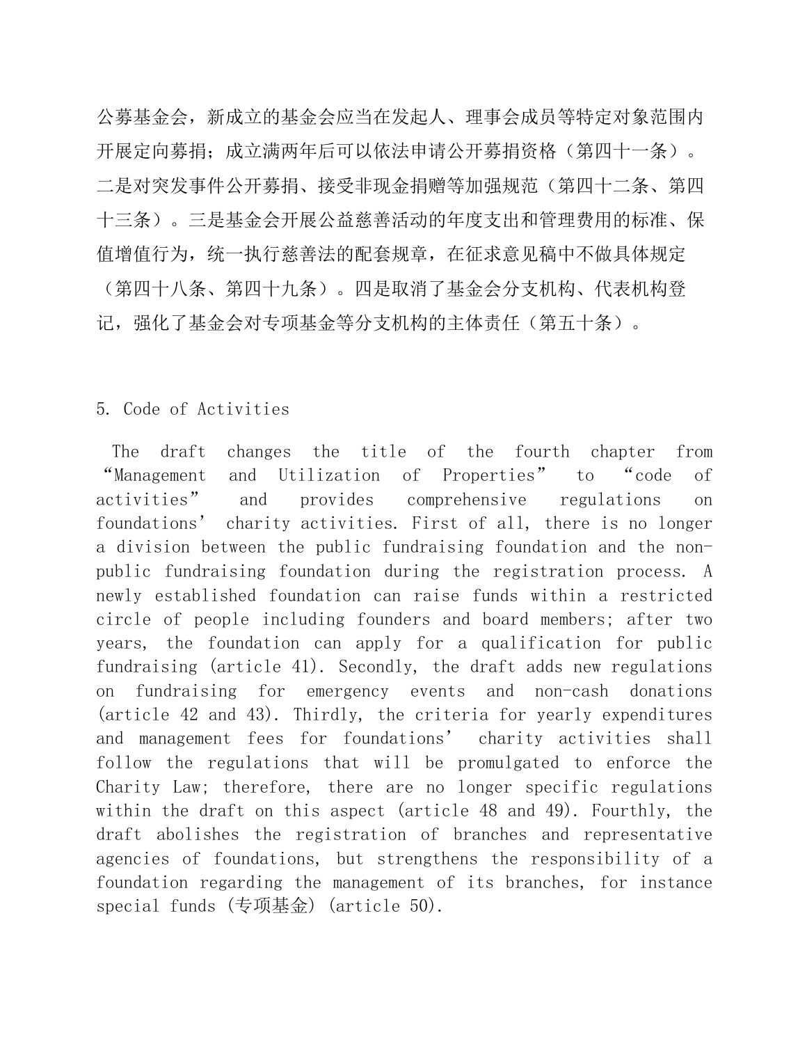公募基金会，新成立的基金会应当在发起人、理事会成员等特定对象范围内开展定向募捐；成立满两年后可以依法申请公开募捐资格（第四十一条）。二是对突发事件公开募捐、接受非现金捐赠等加强规范（第四十二条、第四十三条）。三是基金会开展公益慈善活动的年度支出和管理费用的标准、保值增值行为，统一执行慈善法的配套规章，在征求意见稿中不做具体规定（第四十八条、第四十九条）。四是取消了基金会分支机构、代表机构登记，强化了基金会对专项基金等分支机构的主体责任（第五十条）。

5. Code of Activities

The draft changes the title of the fourth chapter from “Management and Utilization of Properties” to “code of activities” and provides comprehensive regulations on foundations’ charity activities. First of all, there is no longer a division between the public fundraising foundation and the non-public fundraising foundation during the registration process. A newly established foundation can raise funds within a restricted circle of people including founders and board members; after two years, the foundation can apply for a qualification for public fundraising (article 41). Secondly, the draft adds new regulations on fundraising for emergency events and non-cash donations (article 42 and 43). Thirdly, the criteria for yearly expenditures and management fees for foundations’ charity activities shall follow the regulations that will be promulgated to enforce the Charity Law; therefore, there are no longer specific regulations within the draft on this aspect (article 48 and 49). Fourthly, the draft abolishes the registration of branches and representative agencies of foundations, but strengthens the responsibility of a foundation regarding the management of its branches, for instance special funds (专项基金) (article 50).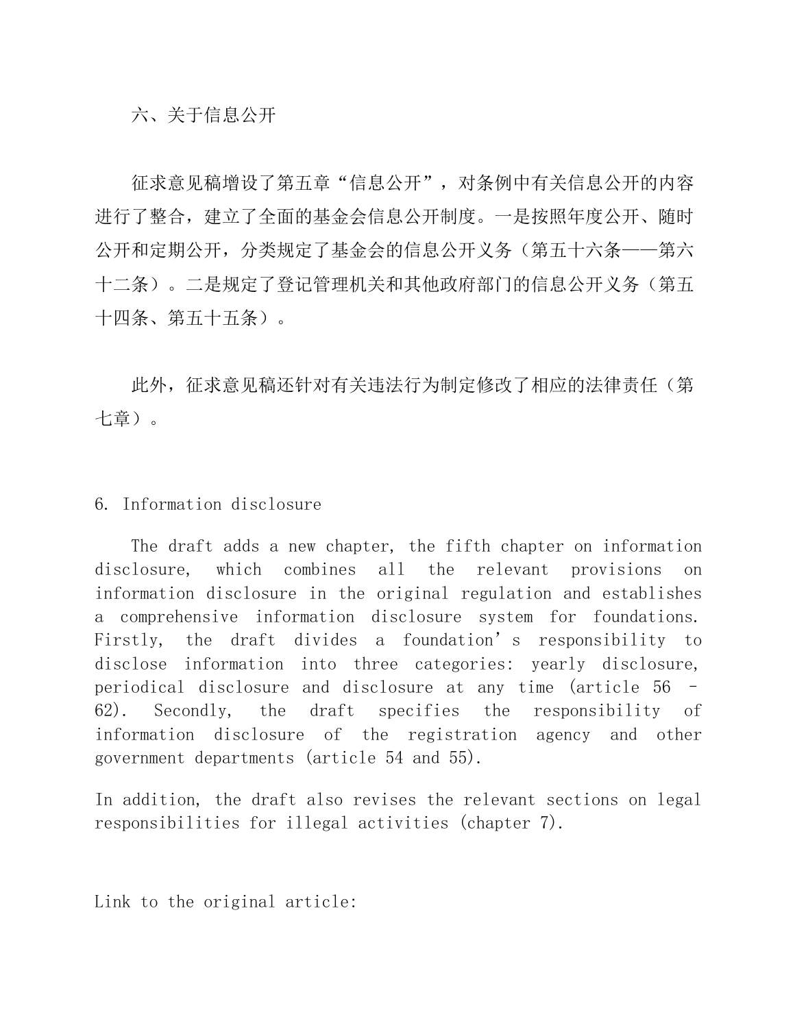六、关于信息公开

征求意见稿增设了第五章“信息公开”，对条例中有关信息公开的内容进行了整合，建立了全面的基金会信息公开制度。一是按照年度公开、随时公开和定期公开，分类规定了基金会的信息公开义务（第五十六条——第六十二条）。二是规定了登记管理机关和其他政府部门的信息公开义务（第五十四条、第五十五条）。

此外，征求意见稿还针对有关违法行为制定修改了相应的法律责任（第七章）。

6. Information disclosure

The draft adds a new chapter, the fifth chapter on information disclosure, which combines all the relevant provisions on information disclosure in the original regulation and establishes a comprehensive information disclosure system for foundations. Firstly, the draft divides a foundation’s responsibility to disclose information into three categories: yearly disclosure, periodical disclosure and disclosure at any time (article 56 – 62). Secondly, the draft specifies the responsibility of information disclosure of the registration agency and other government departments (article 54 and 55).

In addition, the draft also revises the relevant sections on legal responsibilities for illegal activities (chapter 7).

Link to the original article: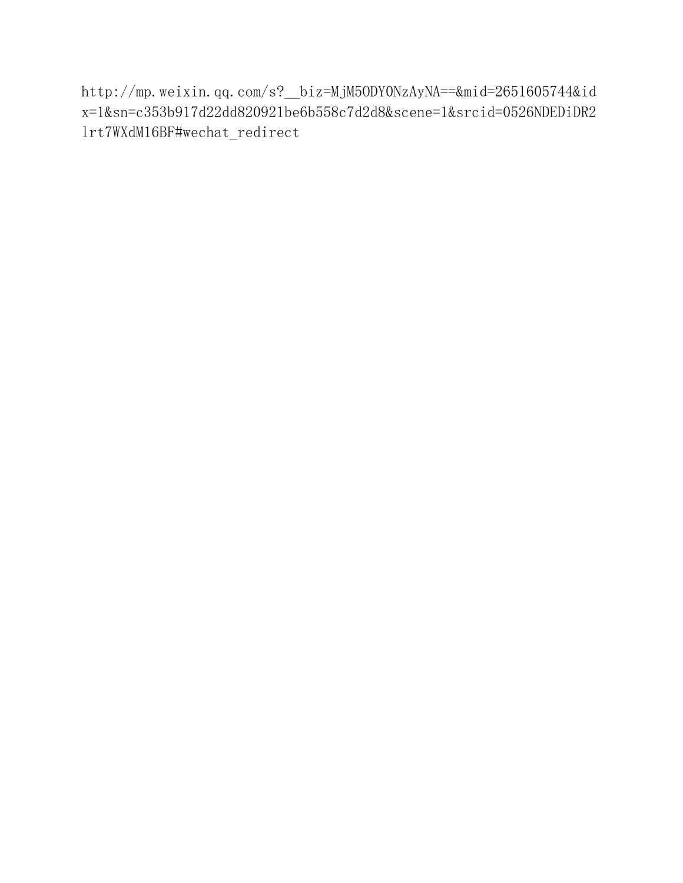http://mp.weixin.qq.com/s?__biz=MjM5ODY0NzAyNA==&mid=2651605744&idx=1&sn=c353b917d22dd820921be6b558c7d2d8&scene=1&srcid=0526NDEDiDR2lrt7WXdM16BF#wechat_redirect